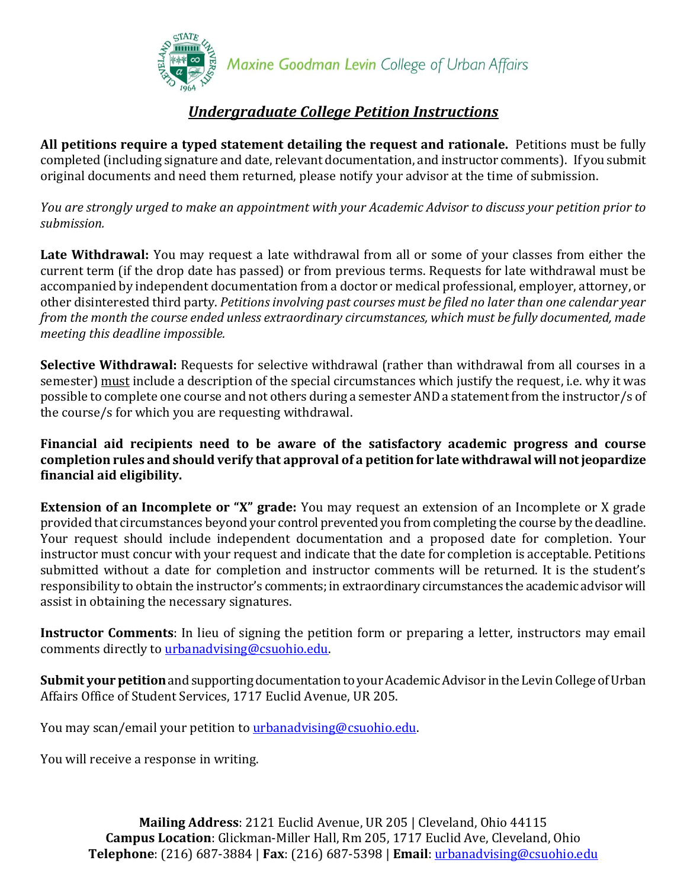Maxine Goodman Levin College of Urban Affairs

# ***Undergraduate College Petition Instructions***

**All petitions require a typed statement detailing the request and rationale.** Petitions must be fully completed (including signature and date, relevant documentation, and instructor comments). If you submit original documents and need them returned, please notify your advisor at the time of submission.

*You are strongly urged to make an appointment with your Academic Advisor to discuss your petition prior to submission.*

**Late Withdrawal:** You may request a late withdrawal from all or some of your classes from either the current term (if the drop date has passed) or from previous terms. Requests for late withdrawal must be accompanied by independent documentation from a doctor or medical professional, employer, attorney, or other disinterested third party. *Petitions involving past courses must be filed no later than one calendar year from the month the course ended unless extraordinary circumstances, which must be fully documented, made meeting this deadline impossible.*

**Selective Withdrawal:** Requests for selective withdrawal (rather than withdrawal from all courses in a semester) <u>must</u> include a description of the special circumstances which justify the request, i.e. why it was possible to complete one course and not others during a semester AND a statement from the instructor/s of the course/s for which you are requesting withdrawal.

**Financial aid recipients need to be aware of the satisfactory academic progress and course completion rules and should verify that approval of a petition for late withdrawal will not jeopardize financial aid eligibility.**

**Extension of an Incomplete or "X" grade:** You may request an extension of an Incomplete or X grade provided that circumstances beyond your control prevented you from completing the course by the deadline. Your request should include independent documentation and a proposed date for completion. Your instructor must concur with your request and indicate that the date for completion is acceptable. Petitions submitted without a date for completion and instructor comments will be returned. It is the student's responsibility to obtain the instructor's comments; in extraordinary circumstances the academic advisor will assist in obtaining the necessary signatures.

**Instructor Comments**: In lieu of signing the petition form or preparing a letter, instructors may email comments directly to urbanadvising@csuohio.edu.

**Submit your petition** and supporting documentation to your Academic Advisor in the Levin College of Urban Affairs Office of Student Services, 1717 Euclid Avenue, UR 205.

You may scan/email your petition to urbanadvising@csuohio.edu.

You will receive a response in writing.

**Mailing Address**: 2121 Euclid Avenue, UR 205 | Cleveland, Ohio 44115
**Campus Location**: Glickman-Miller Hall, Rm 205, 1717 Euclid Ave, Cleveland, Ohio
**Telephone**: (216) 687-3884 | **Fax**: (216) 687-5398 | **Email**: urbanadvising@csuohio.edu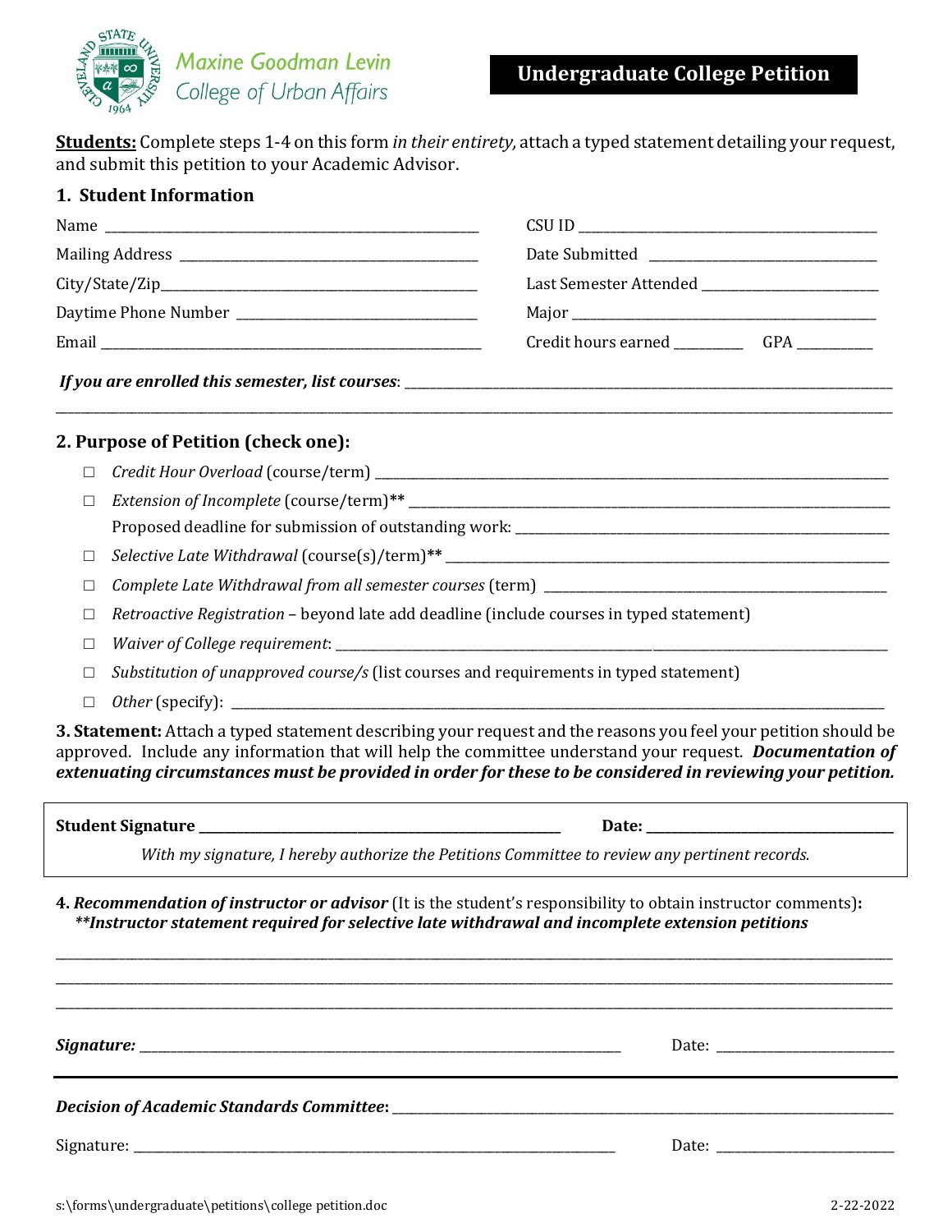Maxine Goodman Levin College of Urban Affairs

# Undergraduate College Petition

**Students:** Complete steps 1-4 on this form *in their entirety,* attach a typed statement detailing your request, and submit this petition to your Academic Advisor.

## 1. Student Information

Name ______________________________ CSU ID ______________________________

Mailing Address ______________________________ Date Submitted ______________________________

City/State/Zip______________________________ Last Semester Attended ______________________________

Daytime Phone Number ______________________________ Major ______________________________

Email ______________________________ Credit hours earned __________ GPA __________

***If you are enrolled this semester, list courses***: ____________________________________________________________

____________________________________________________________

## 2. Purpose of Petition (check one):

- ☐ *Credit Hour Overload* (course/term) ______________________________
- ☐ *Extension of Incomplete* (course/term)** ______________________________
  Proposed deadline for submission of outstanding work: ______________________________
- ☐ *Selective Late Withdrawal* (course(s)/term)** ______________________________
- ☐ *Complete Late Withdrawal from all semester courses* (term) ______________________________
- ☐ *Retroactive Registration* – beyond late add deadline (include courses in typed statement)
- ☐ *Waiver of College requirement*: ______________________________
- ☐ *Substitution of unapproved course/s* (list courses and requirements in typed statement)
- ☐ *Other* (specify): ______________________________

**3. Statement:** Attach a typed statement describing your request and the reasons you feel your petition should be approved. Include any information that will help the committee understand your request. ***Documentation of extenuating circumstances must be provided in order for these to be considered in reviewing your petition.***

**Student Signature** ______________________________ **Date:** ______________________________

*With my signature, I hereby authorize the Petitions Committee to review any pertinent records.*

**4.** ***Recommendation of instructor or advisor*** (It is the student's responsibility to obtain instructor comments)**:**
***Instructor statement required for selective late withdrawal and incomplete extension petitions***

____________________________________________________________

____________________________________________________________

____________________________________________________________

***Signature:*** ______________________________ Date: ______________________________

***Decision of Academic Standards Committee*****:** ______________________________

Signature: ______________________________ Date: ______________________________

s:\forms\undergraduate\petitions\college petition.doc 2-22-2022